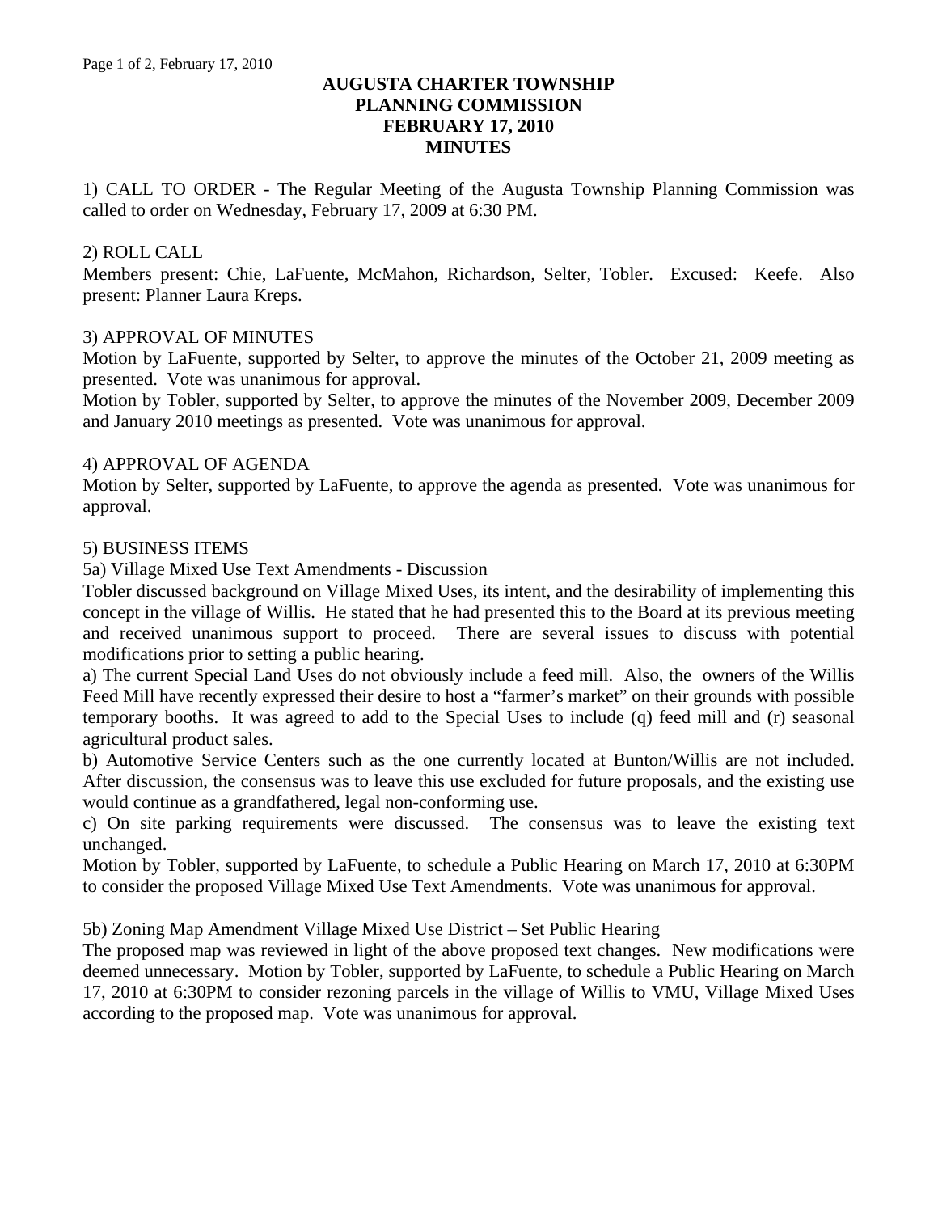# AUGUSTA CHARTER TOWNSHIP
# PLANNING COMMISSION
# FEBRUARY 17, 2010
# MINUTES

1) CALL TO ORDER - The Regular Meeting of the Augusta Township Planning Commission was called to order on Wednesday, February 17, 2009 at 6:30 PM.

2) ROLL CALL
Members present: Chie, LaFuente, McMahon, Richardson, Selter, Tobler. Excused: Keefe. Also present: Planner Laura Kreps.

3) APPROVAL OF MINUTES
Motion by LaFuente, supported by Selter, to approve the minutes of the October 21, 2009 meeting as presented. Vote was unanimous for approval.
Motion by Tobler, supported by Selter, to approve the minutes of the November 2009, December 2009 and January 2010 meetings as presented. Vote was unanimous for approval.

4) APPROVAL OF AGENDA
Motion by Selter, supported by LaFuente, to approve the agenda as presented. Vote was unanimous for approval.

5) BUSINESS ITEMS
5a) Village Mixed Use Text Amendments - Discussion
Tobler discussed background on Village Mixed Uses, its intent, and the desirability of implementing this concept in the village of Willis. He stated that he had presented this to the Board at its previous meeting and received unanimous support to proceed. There are several issues to discuss with potential modifications prior to setting a public hearing.
a) The current Special Land Uses do not obviously include a feed mill. Also, the owners of the Willis Feed Mill have recently expressed their desire to host a "farmer's market" on their grounds with possible temporary booths. It was agreed to add to the Special Uses to include (q) feed mill and (r) seasonal agricultural product sales.
b) Automotive Service Centers such as the one currently located at Bunton/Willis are not included. After discussion, the consensus was to leave this use excluded for future proposals, and the existing use would continue as a grandfathered, legal non-conforming use.
c) On site parking requirements were discussed. The consensus was to leave the existing text unchanged.
Motion by Tobler, supported by LaFuente, to schedule a Public Hearing on March 17, 2010 at 6:30PM to consider the proposed Village Mixed Use Text Amendments. Vote was unanimous for approval.

5b) Zoning Map Amendment Village Mixed Use District – Set Public Hearing
The proposed map was reviewed in light of the above proposed text changes. New modifications were deemed unnecessary. Motion by Tobler, supported by LaFuente, to schedule a Public Hearing on March 17, 2010 at 6:30PM to consider rezoning parcels in the village of Willis to VMU, Village Mixed Uses according to the proposed map. Vote was unanimous for approval.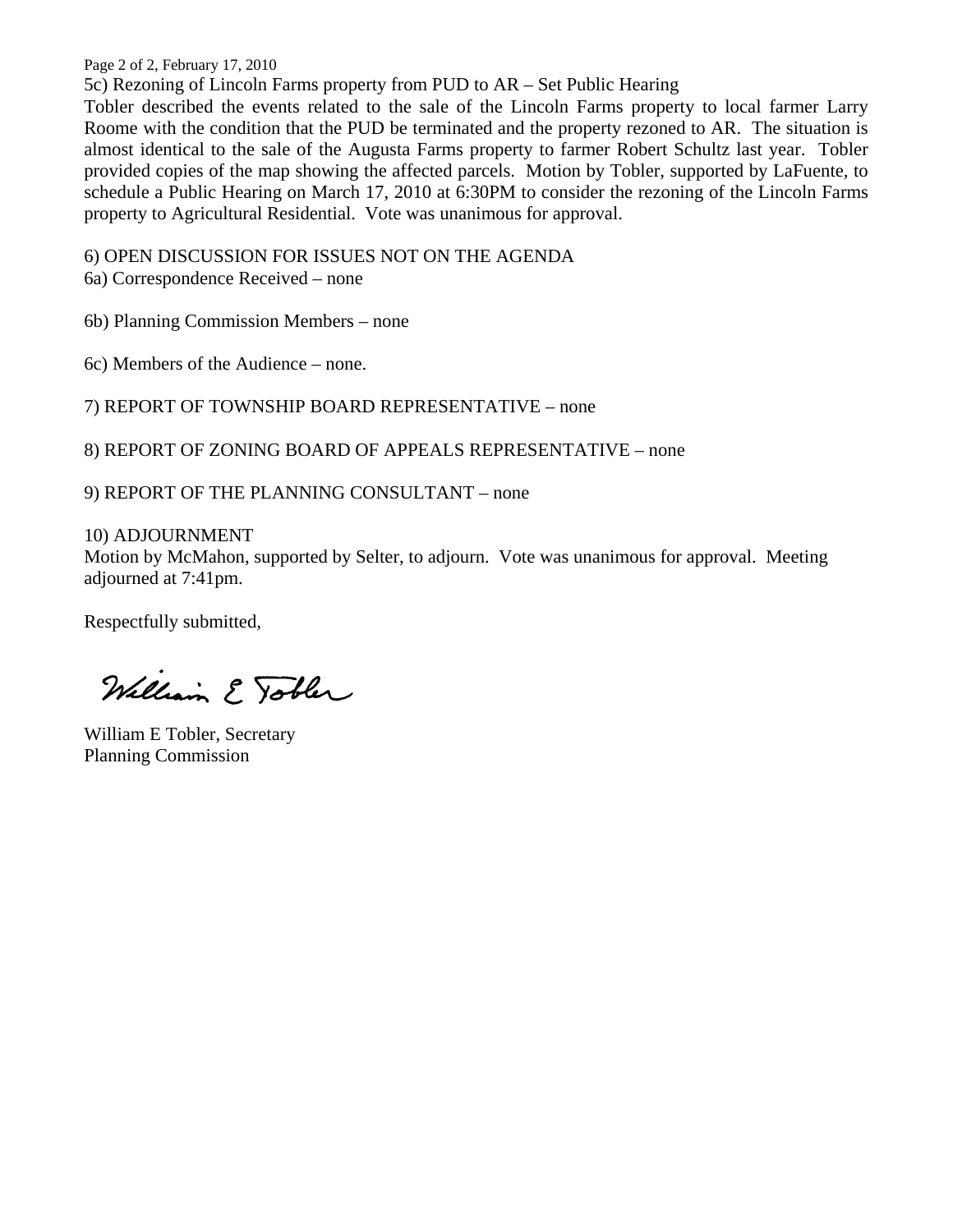5c) Rezoning of Lincoln Farms property from PUD to AR – Set Public Hearing

Tobler described the events related to the sale of the Lincoln Farms property to local farmer Larry Roome with the condition that the PUD be terminated and the property rezoned to AR. The situation is almost identical to the sale of the Augusta Farms property to farmer Robert Schultz last year. Tobler provided copies of the map showing the affected parcels. Motion by Tobler, supported by LaFuente, to schedule a Public Hearing on March 17, 2010 at 6:30PM to consider the rezoning of the Lincoln Farms property to Agricultural Residential. Vote was unanimous for approval.

6) OPEN DISCUSSION FOR ISSUES NOT ON THE AGENDA

6a) Correspondence Received – none

6b) Planning Commission Members – none

6c) Members of the Audience – none.

7) REPORT OF TOWNSHIP BOARD REPRESENTATIVE – none

8) REPORT OF ZONING BOARD OF APPEALS REPRESENTATIVE – none

9) REPORT OF THE PLANNING CONSULTANT – none

10) ADJOURNMENT

Motion by McMahon, supported by Selter, to adjourn. Vote was unanimous for approval. Meeting adjourned at 7:41pm.

Respectfully submitted,

William E Tobler

William E Tobler, Secretary
Planning Commission